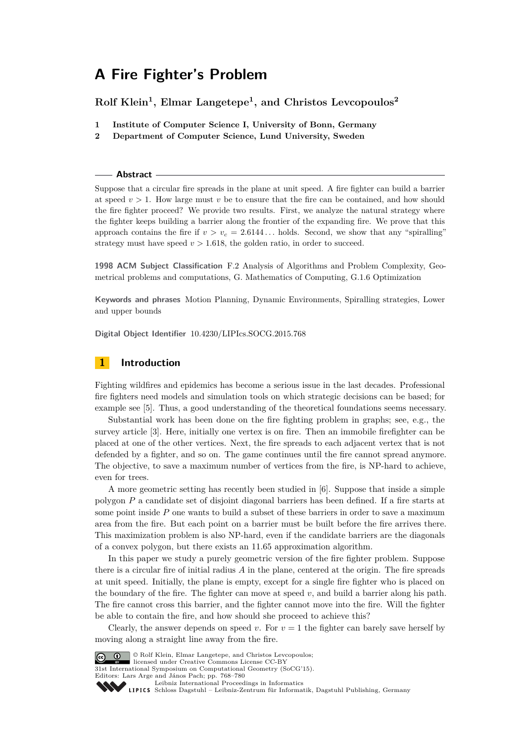# A Fire Fighter's Problem

**Rolf Klein[1], Elmar Langetepe[1], and Christos Levcopoulos[2]**

1 **Institute of Computer Science I, University of Bonn, Germany**
2 **Department of Computer Science, Lund University, Sweden**

## Abstract

Suppose that a circular fire spreads in the plane at unit speed. A fire fighter can build a barrier at speed $v > 1$. How large must $v$ be to ensure that the fire can be contained, and how should the fire fighter proceed? We provide two results. First, we analyze the natural strategy where the fighter keeps building a barrier along the frontier of the expanding fire. We prove that this approach contains the fire if $v > v_c = 2.6144\ldots$ holds. Second, we show that any "spiralling" strategy must have speed $v > 1.618$, the golden ratio, in order to succeed.

**1998 ACM Subject Classification** F.2 Analysis of Algorithms and Problem Complexity, Geometrical problems and computations, G. Mathematics of Computing, G.1.6 Optimization

**Keywords and phrases** Motion Planning, Dynamic Environments, Spiralling strategies, Lower and upper bounds

**Digital Object Identifier** 10.4230/LIPIcs.SOCG.2015.768

## 1 Introduction

Fighting wildfires and epidemics has become a serious issue in the last decades. Professional fire fighters need models and simulation tools on which strategic decisions can be based; for example see [5]. Thus, a good understanding of the theoretical foundations seems necessary.

Substantial work has been done on the fire fighting problem in graphs; see, e.g., the survey article [3]. Here, initially one vertex is on fire. Then an immobile firefighter can be placed at one of the other vertices. Next, the fire spreads to each adjacent vertex that is not defended by a fighter, and so on. The game continues until the fire cannot spread anymore. The objective, to save a maximum number of vertices from the fire, is NP-hard to achieve, even for trees.

A more geometric setting has recently been studied in [6]. Suppose that inside a simple polygon $P$ a candidate set of disjoint diagonal barriers has been defined. If a fire starts at some point inside $P$ one wants to build a subset of these barriers in order to save a maximum area from the fire. But each point on a barrier must be built before the fire arrives there. This maximization problem is also NP-hard, even if the candidate barriers are the diagonals of a convex polygon, but there exists an 11.65 approximation algorithm.

In this paper we study a purely geometric version of the fire fighter problem. Suppose there is a circular fire of initial radius $A$ in the plane, centered at the origin. The fire spreads at unit speed. Initially, the plane is empty, except for a single fire fighter who is placed on the boundary of the fire. The fighter can move at speed $v$, and build a barrier along his path. The fire cannot cross this barrier, and the fighter cannot move into the fire. Will the fighter be able to contain the fire, and how should she proceed to achieve this?

Clearly, the answer depends on speed $v$. For $v = 1$ the fighter can barely save herself by moving along a straight line away from the fire.

© Rolf Klein, Elmar Langetepe, and Christos Levcopoulos;
licensed under Creative Commons License CC-BY
31st International Symposium on Computational Geometry (SoCG'15).
Editors: Lars Arge and János Pach; pp. 768–780
Leibniz International Proceedings in Informatics
Schloss Dagstuhl – Leibniz-Zentrum für Informatik, Dagstuhl Publishing, Germany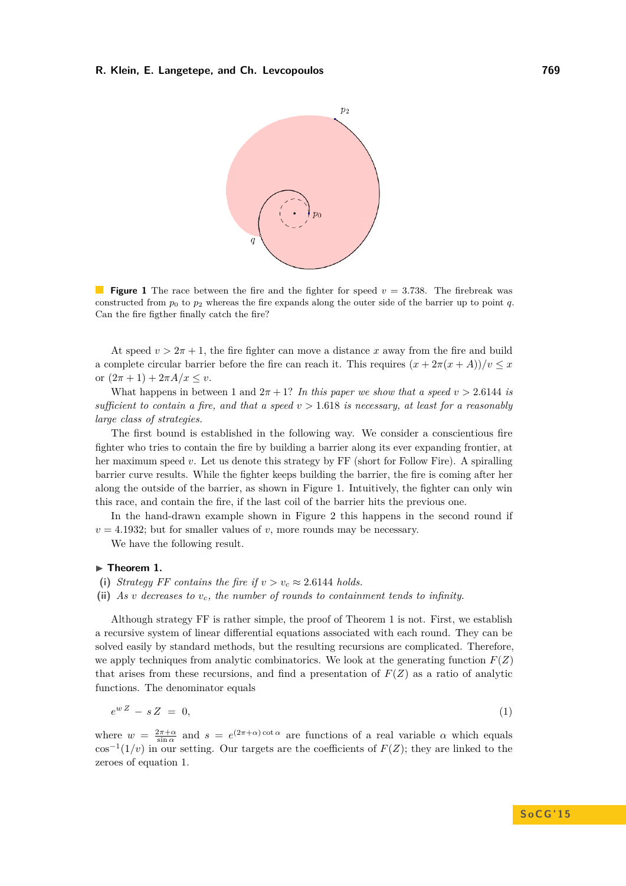**Figure 1** The race between the fire and the fighter for speed $v = 3.738$. The firebreak was constructed from $p_0$ to $p_2$ whereas the fire expands along the outer side of the barrier up to point $q$. Can the fire figther finally catch the fire?

At speed $v > 2\pi + 1$, the fire fighter can move a distance $x$ away from the fire and build a complete circular barrier before the fire can reach it. This requires $(x + 2\pi(x + A))/v \leq x$ or $(2\pi + 1) + 2\pi A/x \leq v$.

What happens in between 1 and $2\pi + 1$? *In this paper we show that a speed $v > 2.6144$ is sufficient to contain a fire, and that a speed $v > 1.618$ is necessary, at least for a reasonably large class of strategies.*

The first bound is established in the following way. We consider a conscientious fire fighter who tries to contain the fire by building a barrier along its ever expanding frontier, at her maximum speed $v$. Let us denote this strategy by FF (short for Follow Fire). A spiralling barrier curve results. While the fighter keeps building the barrier, the fire is coming after her along the outside of the barrier, as shown in Figure 1. Intuitively, the fighter can only win this race, and contain the fire, if the last coil of the barrier hits the previous one.

In the hand-drawn example shown in Figure 2 this happens in the second round if $v = 4.1932$; but for smaller values of $v$, more rounds may be necessary.

We have the following result.

▶ **Theorem 1.**
**(i)** *Strategy FF contains the fire if $v > v_c \approx 2.6144$ holds.*
**(ii)** *As $v$ decreases to $v_c$, the number of rounds to containment tends to infinity.*

Although strategy FF is rather simple, the proof of Theorem 1 is not. First, we establish a recursive system of linear differential equations associated with each round. They can be solved easily by standard methods, but the resulting recursions are complicated. Therefore, we apply techniques from analytic combinatorics. We look at the generating function $F(Z)$ that arises from these recursions, and find a presentation of $F(Z)$ as a ratio of analytic functions. The denominator equals

$$e^{w\,Z} - s\,Z \;=\; 0, \tag{1}$$

where $w = \frac{2\pi+\alpha}{\sin\alpha}$ and $s = e^{(2\pi+\alpha)\cot\alpha}$ are functions of a real variable $\alpha$ which equals $\cos^{-1}(1/v)$ in our setting. Our targets are the coefficients of $F(Z)$; they are linked to the zeroes of equation 1.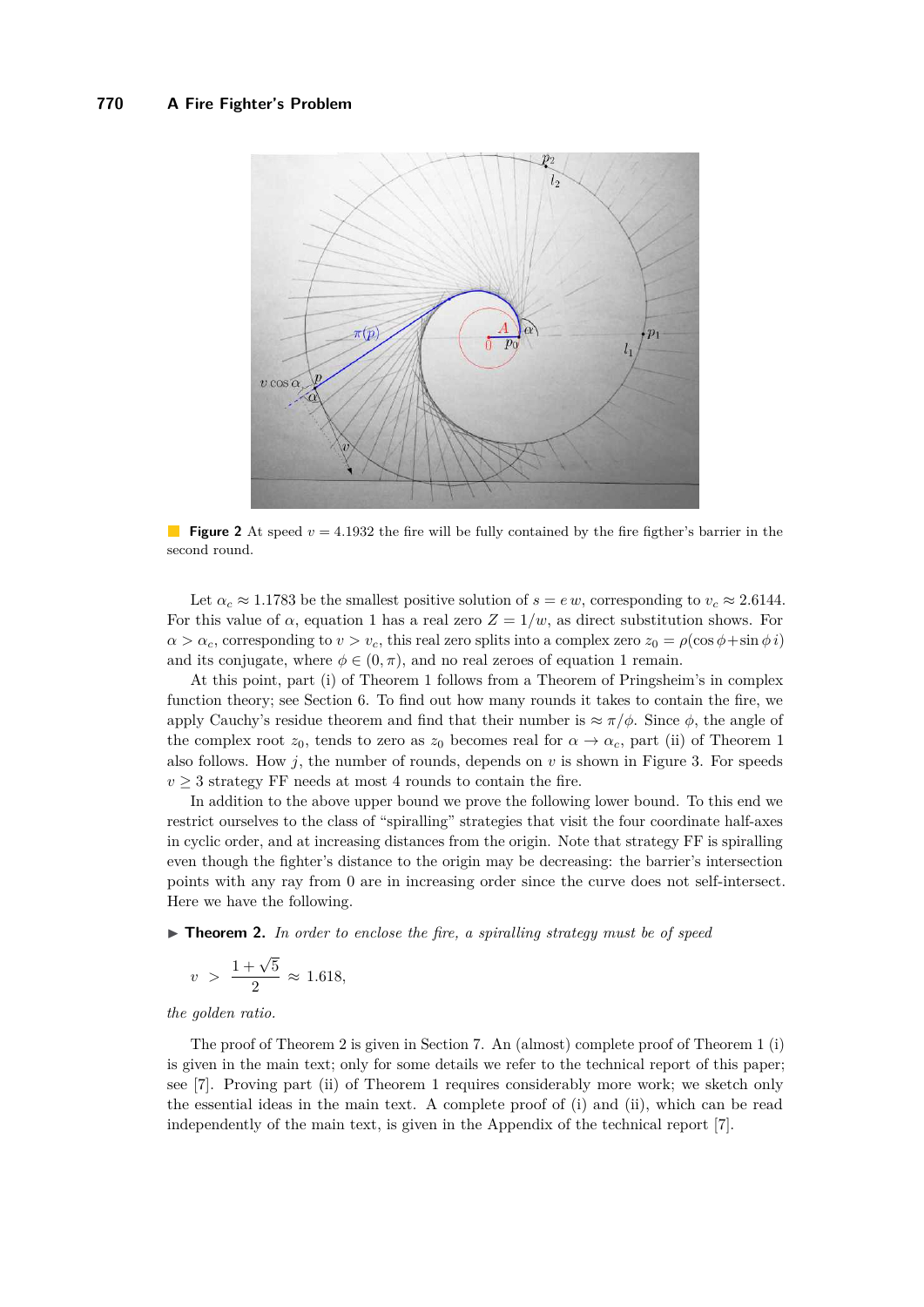**Figure 2** At speed $v = 4.1932$ the fire will be fully contained by the fire figther's barrier in the second round.

Let $\alpha_c \approx 1.1783$ be the smallest positive solution of $s = e\,w$, corresponding to $v_c \approx 2.6144$. For this value of $\alpha$, equation 1 has a real zero $Z = 1/w$, as direct substitution shows. For $\alpha > \alpha_c$, corresponding to $v > v_c$, this real zero splits into a complex zero $z_0 = \rho(\cos\phi + \sin\phi\, i)$ and its conjugate, where $\phi \in (0, \pi)$, and no real zeroes of equation 1 remain.

At this point, part (i) of Theorem 1 follows from a Theorem of Pringsheim's in complex function theory; see Section 6. To find out how many rounds it takes to contain the fire, we apply Cauchy's residue theorem and find that their number is $\approx \pi/\phi$. Since $\phi$, the angle of the complex root $z_0$, tends to zero as $z_0$ becomes real for $\alpha \to \alpha_c$, part (ii) of Theorem 1 also follows. How $j$, the number of rounds, depends on $v$ is shown in Figure 3. For speeds $v \geq 3$ strategy FF needs at most 4 rounds to contain the fire.

In addition to the above upper bound we prove the following lower bound. To this end we restrict ourselves to the class of "spiralling" strategies that visit the four coordinate half-axes in cyclic order, and at increasing distances from the origin. Note that strategy FF is spiralling even though the fighter's distance to the origin may be decreasing: the barrier's intersection points with any ray from 0 are in increasing order since the curve does not self-intersect. Here we have the following.

▶ **Theorem 2.** *In order to enclose the fire, a spiralling strategy must be of speed*

$$v \;>\; \frac{1+\sqrt{5}}{2} \approx 1.618,$$

*the golden ratio.*

The proof of Theorem 2 is given in Section 7. An (almost) complete proof of Theorem 1 (i) is given in the main text; only for some details we refer to the technical report of this paper; see [7]. Proving part (ii) of Theorem 1 requires considerably more work; we sketch only the essential ideas in the main text. A complete proof of (i) and (ii), which can be read independently of the main text, is given in the Appendix of the technical report [7].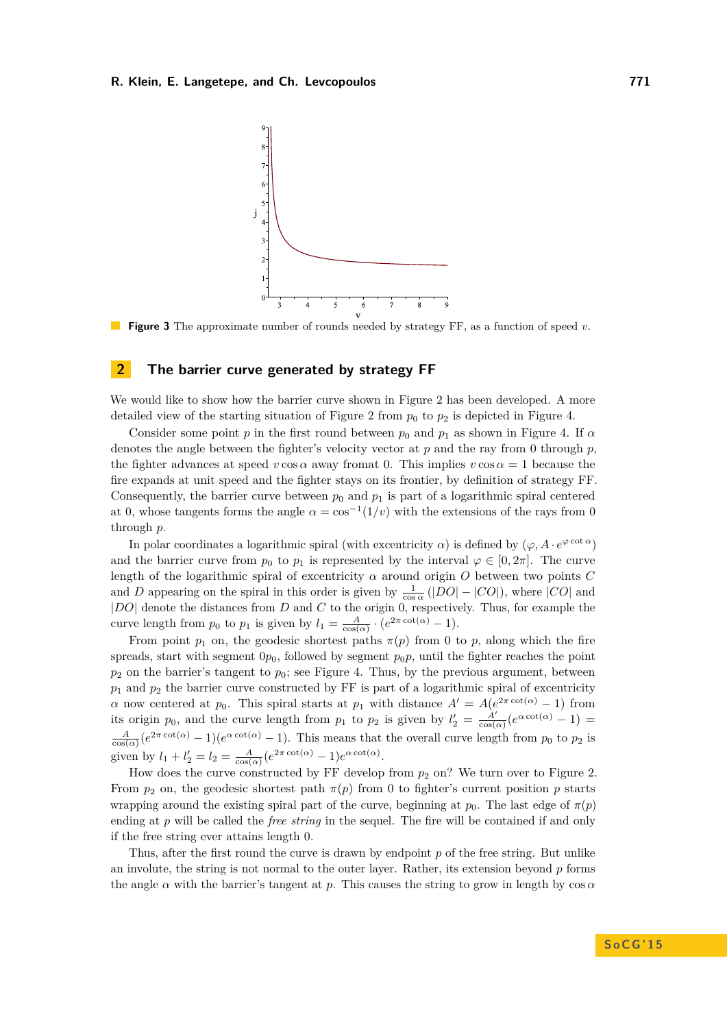**Figure 3** The approximate number of rounds needed by strategy FF, as a function of speed $v$.

## 2 The barrier curve generated by strategy FF

We would like to show how the barrier curve shown in Figure 2 has been developed. A more detailed view of the starting situation of Figure 2 from $p_0$ to $p_2$ is depicted in Figure 4.

Consider some point $p$ in the first round between $p_0$ and $p_1$ as shown in Figure 4. If $\alpha$ denotes the angle between the fighter's velocity vector at $p$ and the ray from 0 through $p$, the fighter advances at speed $v \cos \alpha$ away fromat 0. This implies $v \cos \alpha = 1$ because the fire expands at unit speed and the fighter stays on its frontier, by definition of strategy FF. Consequently, the barrier curve between $p_0$ and $p_1$ is part of a logarithmic spiral centered at 0, whose tangents forms the angle $\alpha = \cos^{-1}(1/v)$ with the extensions of the rays from 0 through $p$.

In polar coordinates a logarithmic spiral (with excentricity $\alpha$) is defined by $(\varphi, A \cdot e^{\varphi \cot \alpha})$ and the barrier curve from $p_0$ to $p_1$ is represented by the interval $\varphi \in [0, 2\pi]$. The curve length of the logarithmic spiral of excentricity $\alpha$ around origin $O$ between two points $C$ and $D$ appearing on the spiral in this order is given by $\frac{1}{\cos \alpha}(|DO| - |CO|)$, where $|CO|$ and $|DO|$ denote the distances from $D$ and $C$ to the origin 0, respectively. Thus, for example the curve length from $p_0$ to $p_1$ is given by $l_1 = \frac{A}{\cos(\alpha)} \cdot (e^{2\pi \cot(\alpha)} - 1)$.

From point $p_1$ on, the geodesic shortest paths $\pi(p)$ from 0 to $p$, along which the fire spreads, start with segment $0p_0$, followed by segment $p_0 p$, until the fighter reaches the point $p_2$ on the barrier's tangent to $p_0$; see Figure 4. Thus, by the previous argument, between $p_1$ and $p_2$ the barrier curve constructed by FF is part of a logarithmic spiral of excentricity $\alpha$ now centered at $p_0$. This spiral starts at $p_1$ with distance $A' = A(e^{2\pi \cot(\alpha)} - 1)$ from its origin $p_0$, and the curve length from $p_1$ to $p_2$ is given by $l_2' = \frac{A'}{\cos(\alpha)}(e^{\alpha \cot(\alpha)} - 1) = \frac{A}{\cos(\alpha)}(e^{2\pi \cot(\alpha)} - 1)(e^{\alpha \cot(\alpha)} - 1)$. This means that the overall curve length from $p_0$ to $p_2$ is given by $l_1 + l_2' = l_2 = \frac{A}{\cos(\alpha)}(e^{2\pi \cot(\alpha)} - 1)e^{\alpha \cot(\alpha)}$.

How does the curve constructed by FF develop from $p_2$ on? We turn over to Figure 2. From $p_2$ on, the geodesic shortest path $\pi(p)$ from 0 to fighter's current position $p$ starts wrapping around the existing spiral part of the curve, beginning at $p_0$. The last edge of $\pi(p)$ ending at $p$ will be called the *free string* in the sequel. The fire will be contained if and only if the free string ever attains length 0.

Thus, after the first round the curve is drawn by endpoint $p$ of the free string. But unlike an involute, the string is not normal to the outer layer. Rather, its extension beyond $p$ forms the angle $\alpha$ with the barrier's tangent at $p$. This causes the string to grow in length by $\cos \alpha$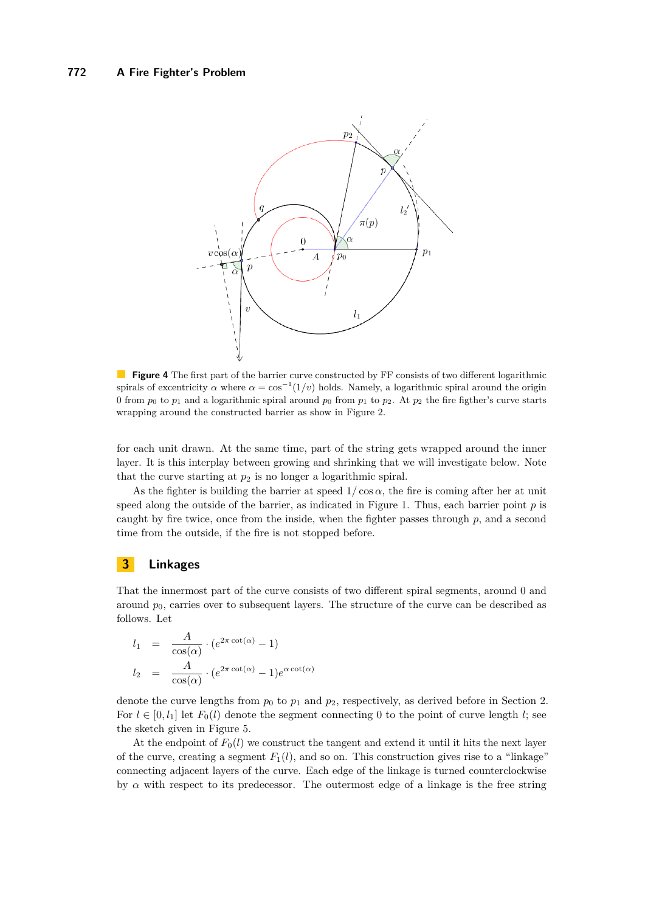**Figure 4** The first part of the barrier curve constructed by FF consists of two different logarithmic spirals of excentricity $\alpha$ where $\alpha = \cos^{-1}(1/v)$ holds. Namely, a logarithmic spiral around the origin 0 from $p_0$ to $p_1$ and a logarithmic spiral around $p_0$ from $p_1$ to $p_2$. At $p_2$ the fire figther's curve starts wrapping around the constructed barrier as show in Figure 2.

for each unit drawn. At the same time, part of the string gets wrapped around the inner layer. It is this interplay between growing and shrinking that we will investigate below. Note that the curve starting at $p_2$ is no longer a logarithmic spiral.

As the fighter is building the barrier at speed $1/\cos\alpha$, the fire is coming after her at unit speed along the outside of the barrier, as indicated in Figure 1. Thus, each barrier point $p$ is caught by fire twice, once from the inside, when the fighter passes through $p$, and a second time from the outside, if the fire is not stopped before.

## 3 Linkages

That the innermost part of the curve consists of two different spiral segments, around 0 and around $p_0$, carries over to subsequent layers. The structure of the curve can be described as follows. Let

$$
\begin{aligned}
l_1 &= \frac{A}{\cos(\alpha)} \cdot (e^{2\pi\cot(\alpha)} - 1) \\
l_2 &= \frac{A}{\cos(\alpha)} \cdot (e^{2\pi\cot(\alpha)} - 1)e^{\alpha\cot(\alpha)}
\end{aligned}
$$

denote the curve lengths from $p_0$ to $p_1$ and $p_2$, respectively, as derived before in Section 2. For $l \in [0, l_1]$ let $F_0(l)$ denote the segment connecting 0 to the point of curve length $l$; see the sketch given in Figure 5.

At the endpoint of $F_0(l)$ we construct the tangent and extend it until it hits the next layer of the curve, creating a segment $F_1(l)$, and so on. This construction gives rise to a "linkage" connecting adjacent layers of the curve. Each edge of the linkage is turned counterclockwise by $\alpha$ with respect to its predecessor. The outermost edge of a linkage is the free string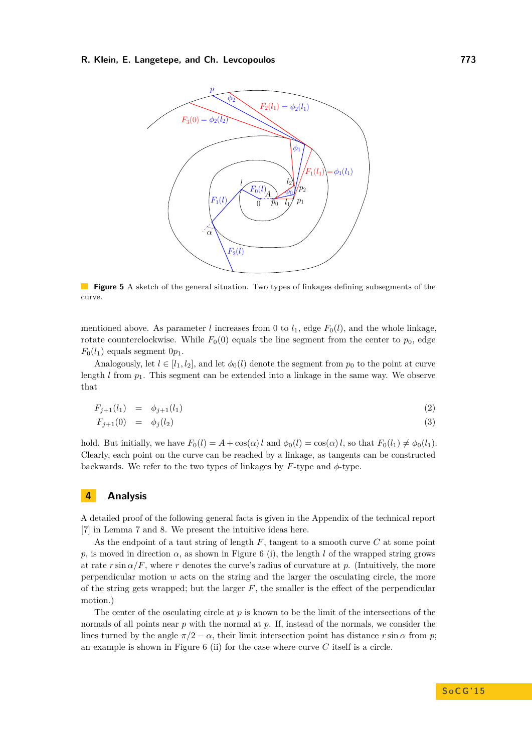**Figure 5** A sketch of the general situation. Two types of linkages defining subsegments of the curve.

mentioned above. As parameter $l$ increases from 0 to $l_1$, edge $F_0(l)$, and the whole linkage, rotate counterclockwise. While $F_0(0)$ equals the line segment from the center to $p_0$, edge $F_0(l_1)$ equals segment $0p_1$.

Analogously, let $l \in [l_1, l_2]$, and let $\phi_0(l)$ denote the segment from $p_0$ to the point at curve length $l$ from $p_1$. This segment can be extended into a linkage in the same way. We observe that

$$F_{j+1}(l_1) = \phi_{j+1}(l_1) \tag{2}$$

$$F_{j+1}(0) = \phi_j(l_2) \tag{3}$$

hold. But initially, we have $F_0(l) = A + \cos(\alpha)\, l$ and $\phi_0(l) = \cos(\alpha)\, l$, so that $F_0(l_1) \neq \phi_0(l_1)$. Clearly, each point on the curve can be reached by a linkage, as tangents can be constructed backwards. We refer to the two types of linkages by $F$-type and $\phi$-type.

## 4 Analysis

A detailed proof of the following general facts is given in the Appendix of the technical report [7] in Lemma 7 and 8. We present the intuitive ideas here.

As the endpoint of a taut string of length $F$, tangent to a smooth curve $C$ at some point $p$, is moved in direction $\alpha$, as shown in Figure 6 (i), the length $l$ of the wrapped string grows at rate $r \sin\alpha / F$, where $r$ denotes the curve's radius of curvature at $p$. (Intuitively, the more perpendicular motion $w$ acts on the string and the larger the osculating circle, the more of the string gets wrapped; but the larger $F$, the smaller is the effect of the perpendicular motion.)

The center of the osculating circle at $p$ is known to be the limit of the intersections of the normals of all points near $p$ with the normal at $p$. If, instead of the normals, we consider the lines turned by the angle $\pi/2 - \alpha$, their limit intersection point has distance $r \sin\alpha$ from $p$; an example is shown in Figure 6 (ii) for the case where curve $C$ itself is a circle.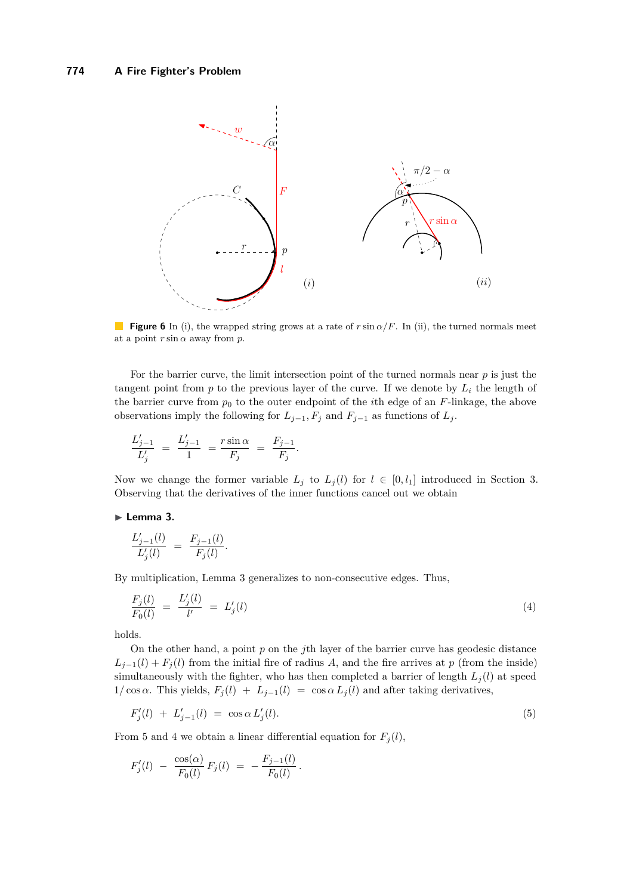**Figure 6** In (i), the wrapped string grows at a rate of $r \sin \alpha / F$. In (ii), the turned normals meet at a point $r \sin \alpha$ away from $p$.

For the barrier curve, the limit intersection point of the turned normals near $p$ is just the tangent point from $p$ to the previous layer of the curve. If we denote by $L_i$ the length of the barrier curve from $p_0$ to the outer endpoint of the $i$th edge of an $F$-linkage, the above observations imply the following for $L_{j-1}, F_j$ and $F_{j-1}$ as functions of $L_j$.

$$\frac{L'_{j-1}}{L'_j} = \frac{L'_{j-1}}{1} = \frac{r \sin \alpha}{F_j} = \frac{F_{j-1}}{F_j}.$$

Now we change the former variable $L_j$ to $L_j(l)$ for $l \in [0, l_1]$ introduced in Section 3. Observing that the derivatives of the inner functions cancel out we obtain

► **Lemma 3.**

$$\frac{L'_{j-1}(l)}{L'_j(l)} = \frac{F_{j-1}(l)}{F_j(l)}.$$

By multiplication, Lemma 3 generalizes to non-consecutive edges. Thus,

$$\frac{F_j(l)}{F_0(l)} = \frac{L'_j(l)}{l'} = L'_j(l) \tag{4}$$

holds.

On the other hand, a point $p$ on the $j$th layer of the barrier curve has geodesic distance $L_{j-1}(l) + F_j(l)$ from the initial fire of radius $A$, and the fire arrives at $p$ (from the inside) simultaneously with the fighter, who has then completed a barrier of length $L_j(l)$ at speed $1/\cos \alpha$. This yields, $F_j(l) + L_{j-1}(l) = \cos \alpha \, L_j(l)$ and after taking derivatives,

$$F'_j(l) + L'_{j-1}(l) = \cos \alpha \, L'_j(l). \tag{5}$$

From 5 and 4 we obtain a linear differential equation for $F_j(l)$,

$$F'_j(l) - \frac{\cos(\alpha)}{F_0(l)} F_j(l) = -\frac{F_{j-1}(l)}{F_0(l)}.$$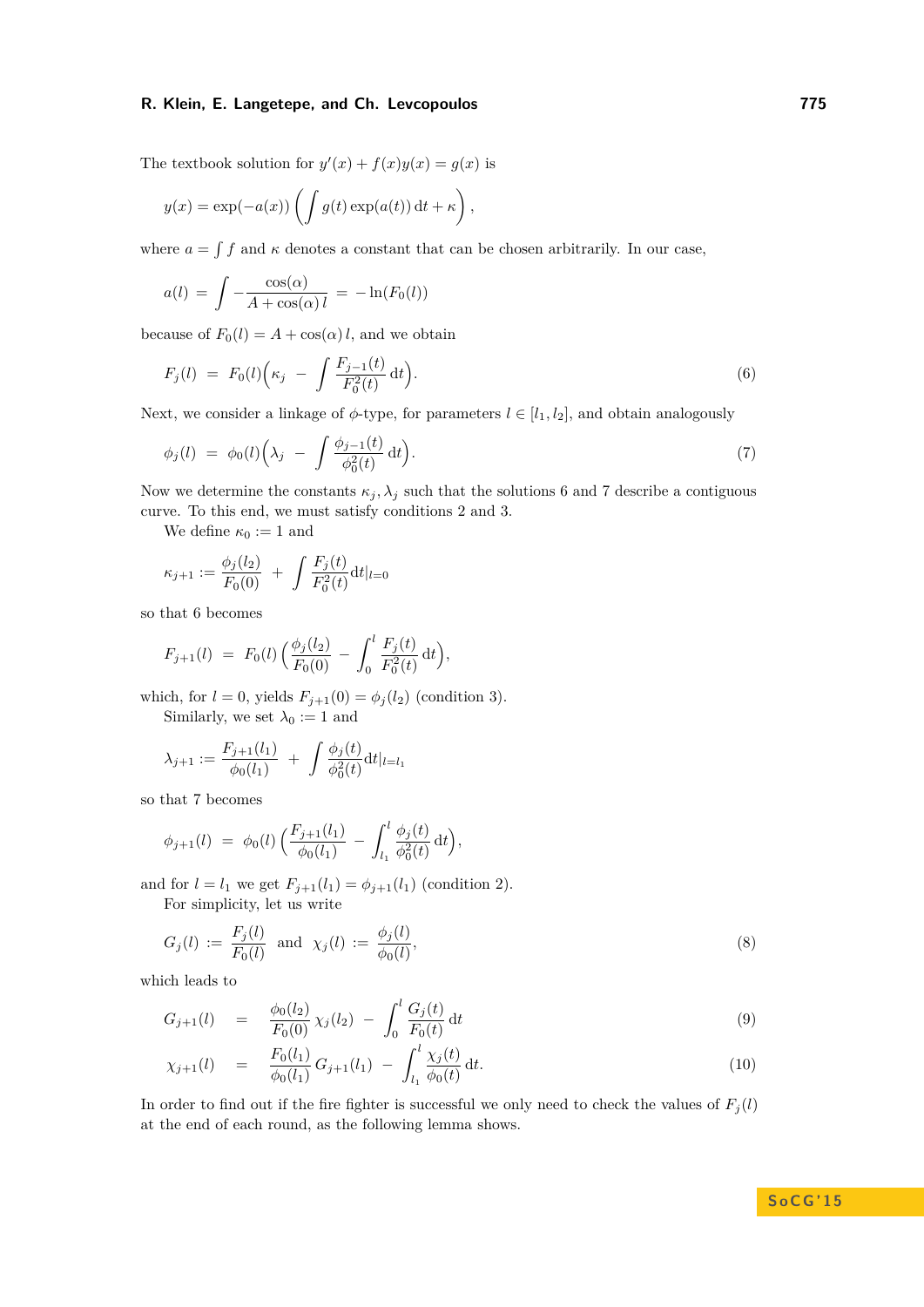The textbook solution for $y'(x) + f(x)y(x) = g(x)$ is

$$y(x) = \exp(-a(x)) \left( \int g(t) \exp(a(t)) \, \mathrm{d}t + \kappa \right),$$

where $a = \int f$ and $\kappa$ denotes a constant that can be chosen arbitrarily. In our case,

$$a(l) \; = \; \int -\frac{\cos(\alpha)}{A + \cos(\alpha)\, l} \; = \; -\ln(F_0(l))$$

because of $F_0(l) = A + \cos(\alpha)\, l$, and we obtain

$$F_j(l) \;\; = \;\; F_0(l) \Big( \kappa_j \;\; - \;\; \int \frac{F_{j-1}(t)}{F_0^2(t)} \, \mathrm{d}t \Big). \tag{6}$$

Next, we consider a linkage of $\phi$-type, for parameters $l \in [l_1, l_2]$, and obtain analogously

$$\phi_j(l) \;\; = \;\; \phi_0(l) \Big( \lambda_j \;\; - \;\; \int \frac{\phi_{j-1}(t)}{\phi_0^2(t)} \, \mathrm{d}t \Big). \tag{7}$$

Now we determine the constants $\kappa_j, \lambda_j$ such that the solutions 6 and 7 describe a contiguous curve. To this end, we must satisfy conditions 2 and 3.

We define $\kappa_0 := 1$ and

$$\kappa_{j+1} := \frac{\phi_j(l_2)}{F_0(0)} \;\; + \;\; \int \frac{F_j(t)}{F_0^2(t)} \mathrm{d}t|_{l=0}$$

so that 6 becomes

$$F_{j+1}(l) \;\; = \;\; F_0(l) \Big( \frac{\phi_j(l_2)}{F_0(0)} \;\; - \;\; \int_0^l \frac{F_j(t)}{F_0^2(t)} \, \mathrm{d}t \Big),$$

which, for $l = 0$, yields $F_{j+1}(0) = \phi_j(l_2)$ (condition 3).

Similarly, we set $\lambda_0 := 1$ and

$$\lambda_{j+1} := \frac{F_{j+1}(l_1)}{\phi_0(l_1)} \;\; + \;\; \int \frac{\phi_j(t)}{\phi_0^2(t)} \mathrm{d}t|_{l=l_1}$$

so that 7 becomes

$$\phi_{j+1}(l) \;\; = \;\; \phi_0(l) \Big( \frac{F_{j+1}(l_1)}{\phi_0(l_1)} \;\; - \;\; \int_{l_1}^l \frac{\phi_j(t)}{\phi_0^2(t)} \, \mathrm{d}t \Big),$$

and for $l = l_1$ we get $F_{j+1}(l_1) = \phi_{j+1}(l_1)$ (condition 2).

For simplicity, let us write

$$G_j(l) \; := \; \frac{F_j(l)}{F_0(l)} \quad \text{and} \quad \chi_j(l) \; := \; \frac{\phi_j(l)}{\phi_0(l)}, \tag{8}$$

which leads to

$$G_{j+1}(l) \quad = \quad \frac{\phi_0(l_2)}{F_0(0)} \, \chi_j(l_2) \;\; - \;\; \int_0^l \frac{G_j(t)}{F_0(t)} \, \mathrm{d}t \tag{9}$$

$$\chi_{j+1}(l) \quad = \quad \frac{F_0(l_1)}{\phi_0(l_1)} \, G_{j+1}(l_1) \;\; - \;\; \int_{l_1}^l \frac{\chi_j(t)}{\phi_0(t)} \, \mathrm{d}t. \tag{10}$$

In order to find out if the fire fighter is successful we only need to check the values of $F_j(l)$ at the end of each round, as the following lemma shows.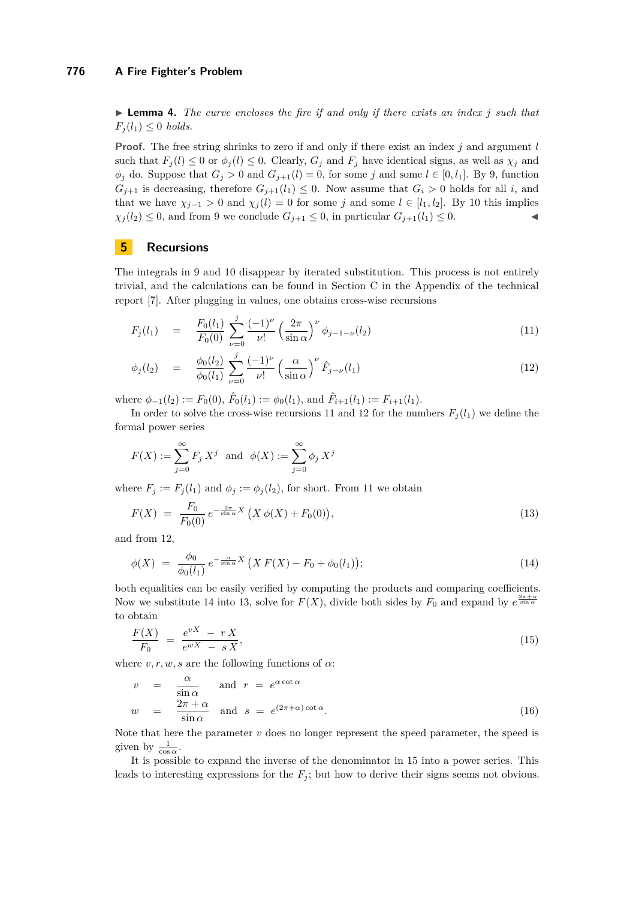▶ **Lemma 4.** *The curve encloses the fire if and only if there exists an index $j$ such that $F_j(l_1) \le 0$ holds.*

**Proof.** The free string shrinks to zero if and only if there exist an index $j$ and argument $l$ such that $F_j(l) \le 0$ or $\phi_j(l) \le 0$. Clearly, $G_j$ and $F_j$ have identical signs, as well as $\chi_j$ and $\phi_j$ do. Suppose that $G_j > 0$ and $G_{j+1}(l) = 0$, for some $j$ and some $l \in [0, l_1]$. By 9, function $G_{j+1}$ is decreasing, therefore $G_{j+1}(l_1) \le 0$. Now assume that $G_i > 0$ holds for all $i$, and that we have $\chi_{j-1} > 0$ and $\chi_j(l) = 0$ for some $j$ and some $l \in [l_1, l_2]$. By 10 this implies $\chi_j(l_2) \le 0$, and from 9 we conclude $G_{j+1} \le 0$, in particular $G_{j+1}(l_1) \le 0$. ◀

## 5 Recursions

The integrals in 9 and 10 disappear by iterated substitution. This process is not entirely trivial, and the calculations can be found in Section C in the Appendix of the technical report [7]. After plugging in values, one obtains cross-wise recursions

$$F_j(l_1) \quad = \quad \frac{F_0(l_1)}{F_0(0)} \sum_{\nu=0}^{j} \frac{(-1)^\nu}{\nu!} \left(\frac{2\pi}{\sin\alpha}\right)^\nu \phi_{j-1-\nu}(l_2) \tag{11}$$

$$\phi_j(l_2) \quad = \quad \frac{\phi_0(l_2)}{\phi_0(l_1)} \sum_{\nu=0}^{j} \frac{(-1)^\nu}{\nu!} \left(\frac{\alpha}{\sin\alpha}\right)^\nu \hat{F}_{j-\nu}(l_1) \tag{12}$$

where $\phi_{-1}(l_2) := F_0(0)$, $\hat{F}_0(l_1) := \phi_0(l_1)$, and $\hat{F}_{i+1}(l_1) := F_{i+1}(l_1)$.

In order to solve the cross-wise recursions 11 and 12 for the numbers $F_j(l_1)$ we define the formal power series

$$F(X) := \sum_{j=0}^{\infty} F_j \, X^j \quad \text{and} \quad \phi(X) := \sum_{j=0}^{\infty} \phi_j \, X^j$$

where $F_j := F_j(l_1)$ and $\phi_j := \phi_j(l_2)$, for short. From 11 we obtain

$$F(X) \;=\; \frac{F_0}{F_0(0)} \, e^{-\frac{2\pi}{\sin\alpha}X} \left(X\,\phi(X) + F_0(0)\right), \tag{13}$$

and from 12,

$$\phi(X) \;=\; \frac{\phi_0}{\phi_0(l_1)} \, e^{-\frac{\alpha}{\sin\alpha}X} \left(X\,F(X) - F_0 + \phi_0(l_1)\right); \tag{14}$$

both equalities can be easily verified by computing the products and comparing coefficients. Now we substitute 14 into 13, solve for $F(X)$, divide both sides by $F_0$ and expand by $e^{\frac{2\pi+\alpha}{\sin\alpha}}$ to obtain

$$\frac{F(X)}{F_0} \;=\; \frac{e^{vX} \;-\; r\,X}{e^{wX} \;-\; s\,X}, \tag{15}$$

where $v, r, w, s$ are the following functions of $\alpha$:

$$v \;=\; \frac{\alpha}{\sin\alpha} \quad \text{and} \quad r \;=\; e^{\alpha\cot\alpha}$$

$$w \;=\; \frac{2\pi+\alpha}{\sin\alpha} \quad \text{and} \quad s \;=\; e^{(2\pi+\alpha)\cot\alpha}. \tag{16}$$

Note that here the parameter $v$ does no longer represent the speed parameter, the speed is given by $\frac{1}{\cos\alpha}$.

It is possible to expand the inverse of the denominator in 15 into a power series. This leads to interesting expressions for the $F_j$; but how to derive their signs seems not obvious.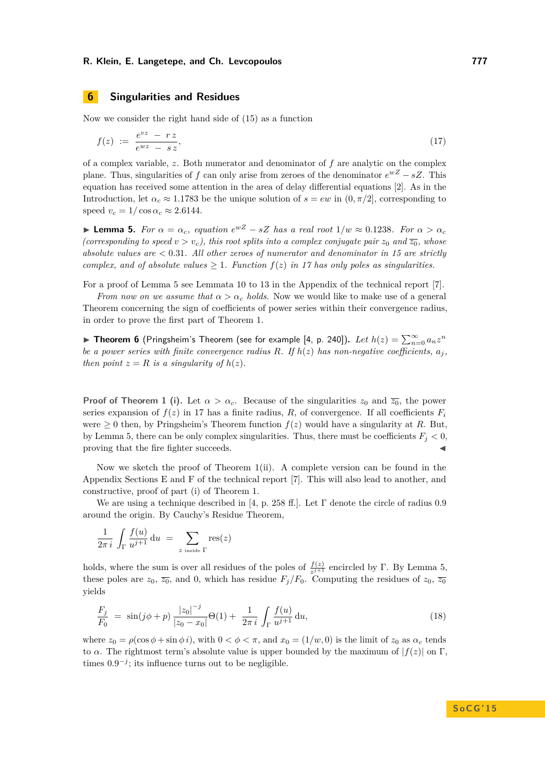## 6 Singularities and Residues

Now we consider the right hand side of (15) as a function

$$f(z) := \frac{e^{vz} - rz}{e^{wz} - sz}, \tag{17}$$

of a complex variable, $z$. Both numerator and denominator of $f$ are analytic on the complex plane. Thus, singularities of $f$ can only arise from zeroes of the denominator $e^{wZ} - sZ$. This equation has received some attention in the area of delay differential equations [2]. As in the Introduction, let $\alpha_c \approx 1.1783$ be the unique solution of $s = ew$ in $(0, \pi/2]$, corresponding to speed $v_c = 1/\cos\alpha_c \approx 2.6144$.

▶ **Lemma 5.** *For $\alpha = \alpha_c$, equation $e^{wZ} - sZ$ has a real root $1/w \approx 0.1238$. For $\alpha > \alpha_c$ (corresponding to speed $v > v_c$), this root splits into a complex conjugate pair $z_0$ and $\overline{z_0}$, whose absolute values are $< 0.31$. All other zeroes of numerator and denominator in 15 are strictly complex, and of absolute values $\geq 1$. Function $f(z)$ in 17 has only poles as singularities.*

For a proof of Lemma 5 see Lemmata 10 to 13 in the Appendix of the technical report [7].

*From now on we assume that $\alpha > \alpha_c$ holds.* Now we would like to make use of a general Theorem concerning the sign of coefficients of power series within their convergence radius, in order to prove the first part of Theorem 1.

▶ **Theorem 6** (Pringsheim's Theorem (see for example [4, p. 240])). *Let $h(z) = \sum_{n=0}^{\infty} a_n z^n$ be a power series with finite convergence radius $R$. If $h(z)$ has non-negative coefficients, $a_j$, then point $z = R$ is a singularity of $h(z)$.*

**Proof of Theorem 1 (i).** Let $\alpha > \alpha_c$. Because of the singularities $z_0$ and $\overline{z_0}$, the power series expansion of $f(z)$ in 17 has a finite radius, $R$, of convergence. If all coefficients $F_i$ were $\geq 0$ then, by Pringsheim's Theorem function $f(z)$ would have a singularity at $R$. But, by Lemma 5, there can be only complex singularities. Thus, there must be coefficients $F_j < 0$, proving that the fire fighter succeeds. ◀

Now we sketch the proof of Theorem 1(ii). A complete version can be found in the Appendix Sections E and F of the technical report [7]. This will also lead to another, and constructive, proof of part (i) of Theorem 1.

We are using a technique described in [4, p. 258 ff.]. Let $\Gamma$ denote the circle of radius 0.9 around the origin. By Cauchy's Residue Theorem,

$$\frac{1}{2\pi i}\int_{\Gamma} \frac{f(u)}{u^{j+1}}\,\mathrm{d}u = \sum_{z \text{ inside } \Gamma} \mathrm{res}(z)$$

holds, where the sum is over all residues of the poles of $\frac{f(z)}{z^{j+1}}$ encircled by $\Gamma$. By Lemma 5, these poles are $z_0$, $\overline{z_0}$, and 0, which has residue $F_j/F_0$. Computing the residues of $z_0$, $\overline{z_0}$ yields

$$\frac{F_j}{F_0} = \sin(j\phi + p)\,\frac{|z_0|^{-j}}{|z_0 - x_0|}\Theta(1) + \frac{1}{2\pi i}\int_{\Gamma} \frac{f(u)}{u^{j+1}}\,\mathrm{d}u, \tag{18}$$

where $z_0 = \rho(\cos\phi + \sin\phi\, i)$, with $0 < \phi < \pi$, and $x_0 = (1/w, 0)$ is the limit of $z_0$ as $\alpha_c$ tends to $\alpha$. The rightmost term's absolute value is upper bounded by the maximum of $|f(z)|$ on $\Gamma$, times $0.9^{-j}$; its influence turns out to be negligible.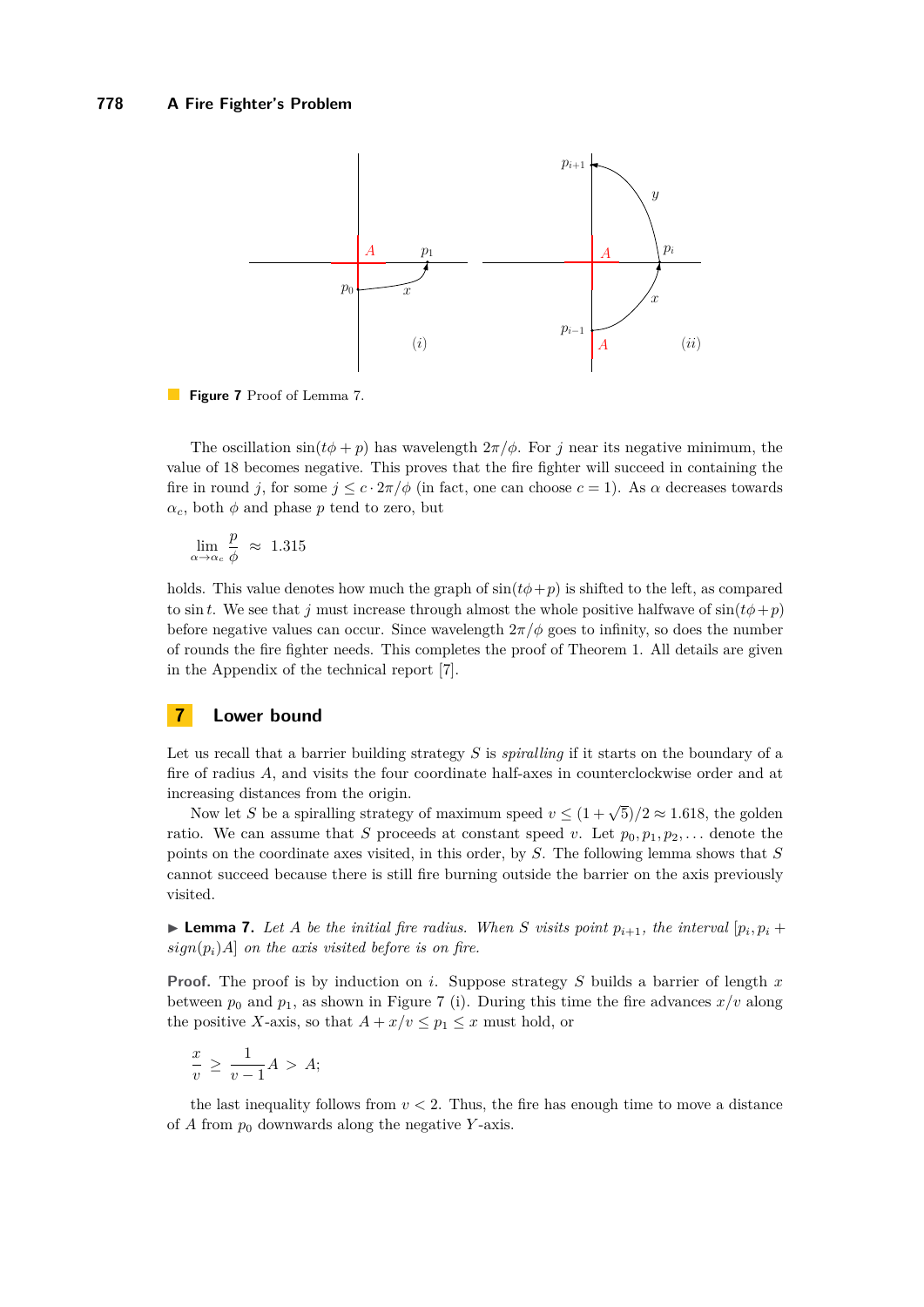**Figure 7** Proof of Lemma 7.

The oscillation $\sin(t\phi + p)$ has wavelength $2\pi/\phi$. For $j$ near its negative minimum, the value of 18 becomes negative. This proves that the fire fighter will succeed in containing the fire in round $j$, for some $j \leq c \cdot 2\pi/\phi$ (in fact, one can choose $c = 1$). As $\alpha$ decreases towards $\alpha_c$, both $\phi$ and phase $p$ tend to zero, but

$$\lim_{\alpha \to \alpha_c} \frac{p}{\phi} \approx 1.315$$

holds. This value denotes how much the graph of $\sin(t\phi + p)$ is shifted to the left, as compared to $\sin t$. We see that $j$ must increase through almost the whole positive halfwave of $\sin(t\phi + p)$ before negative values can occur. Since wavelength $2\pi/\phi$ goes to infinity, so does the number of rounds the fire fighter needs. This completes the proof of Theorem 1. All details are given in the Appendix of the technical report [7].

## 7 Lower bound

Let us recall that a barrier building strategy $S$ is *spiralling* if it starts on the boundary of a fire of radius $A$, and visits the four coordinate half-axes in counterclockwise order and at increasing distances from the origin.

Now let $S$ be a spiralling strategy of maximum speed $v \leq (1 + \sqrt{5})/2 \approx 1.618$, the golden ratio. We can assume that $S$ proceeds at constant speed $v$. Let $p_0, p_1, p_2, \ldots$ denote the points on the coordinate axes visited, in this order, by $S$. The following lemma shows that $S$ cannot succeed because there is still fire burning outside the barrier on the axis previously visited.

▶ **Lemma 7.** *Let $A$ be the initial fire radius. When $S$ visits point $p_{i+1}$, the interval $[p_i, p_i + sign(p_i)A]$ on the axis visited before is on fire.*

**Proof.** The proof is by induction on $i$. Suppose strategy $S$ builds a barrier of length $x$ between $p_0$ and $p_1$, as shown in Figure 7 (i). During this time the fire advances $x/v$ along the positive $X$-axis, so that $A + x/v \leq p_1 \leq x$ must hold, or

$$\frac{x}{v} \geq \frac{1}{v-1} A > A;$$

the last inequality follows from $v < 2$. Thus, the fire has enough time to move a distance of $A$ from $p_0$ downwards along the negative $Y$-axis.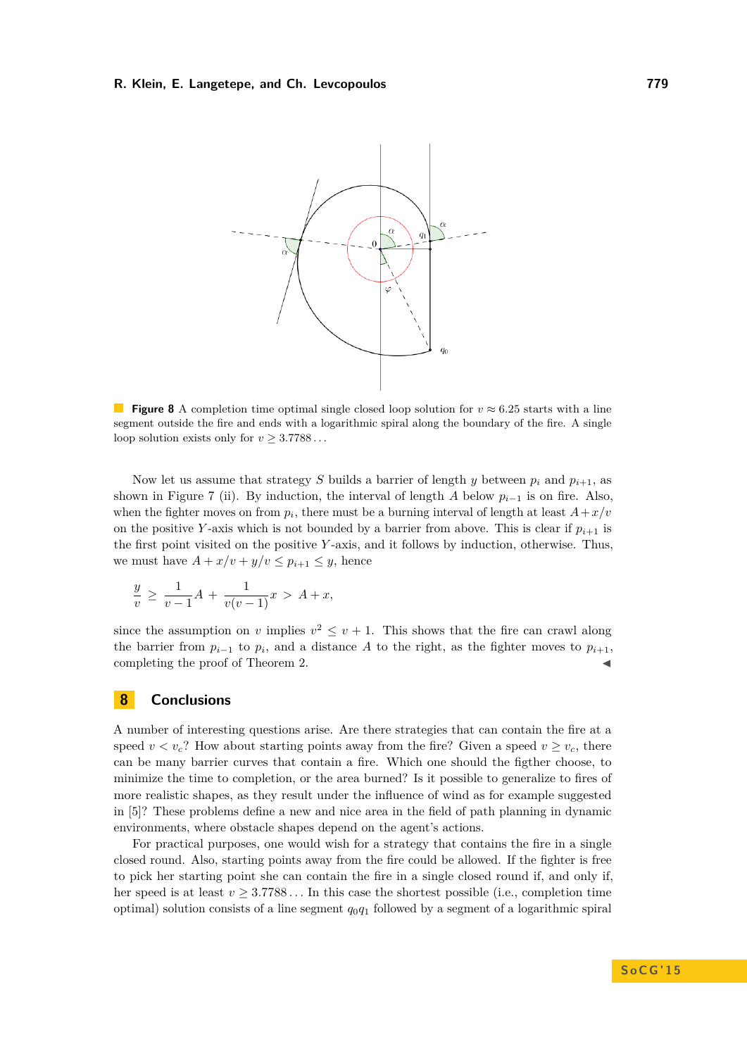**Figure 8** A completion time optimal single closed loop solution for $v \approx 6.25$ starts with a line segment outside the fire and ends with a logarithmic spiral along the boundary of the fire. A single loop solution exists only for $v \geq 3.7788\ldots$

Now let us assume that strategy $S$ builds a barrier of length $y$ between $p_i$ and $p_{i+1}$, as shown in Figure 7 (ii). By induction, the interval of length $A$ below $p_{i-1}$ is on fire. Also, when the fighter moves on from $p_i$, there must be a burning interval of length at least $A + x/v$ on the positive $Y$-axis which is not bounded by a barrier from above. This is clear if $p_{i+1}$ is the first point visited on the positive $Y$-axis, and it follows by induction, otherwise. Thus, we must have $A + x/v + y/v \leq p_{i+1} \leq y$, hence

$$\frac{y}{v} \geq \frac{1}{v-1}A + \frac{1}{v(v-1)}x > A + x,$$

since the assumption on $v$ implies $v^2 \leq v + 1$. This shows that the fire can crawl along the barrier from $p_{i-1}$ to $p_i$, and a distance $A$ to the right, as the fighter moves to $p_{i+1}$, completing the proof of Theorem 2. ◀

## 8 Conclusions

A number of interesting questions arise. Are there strategies that can contain the fire at a speed $v < v_c$? How about starting points away from the fire? Given a speed $v \geq v_c$, there can be many barrier curves that contain a fire. Which one should the figther choose, to minimize the time to completion, or the area burned? Is it possible to generalize to fires of more realistic shapes, as they result under the influence of wind as for example suggested in [5]? These problems define a new and nice area in the field of path planning in dynamic environments, where obstacle shapes depend on the agent's actions.

For practical purposes, one would wish for a strategy that contains the fire in a single closed round. Also, starting points away from the fire could be allowed. If the fighter is free to pick her starting point she can contain the fire in a single closed round if, and only if, her speed is at least $v \geq 3.7788\ldots$ In this case the shortest possible (i.e., completion time optimal) solution consists of a line segment $q_0q_1$ followed by a segment of a logarithmic spiral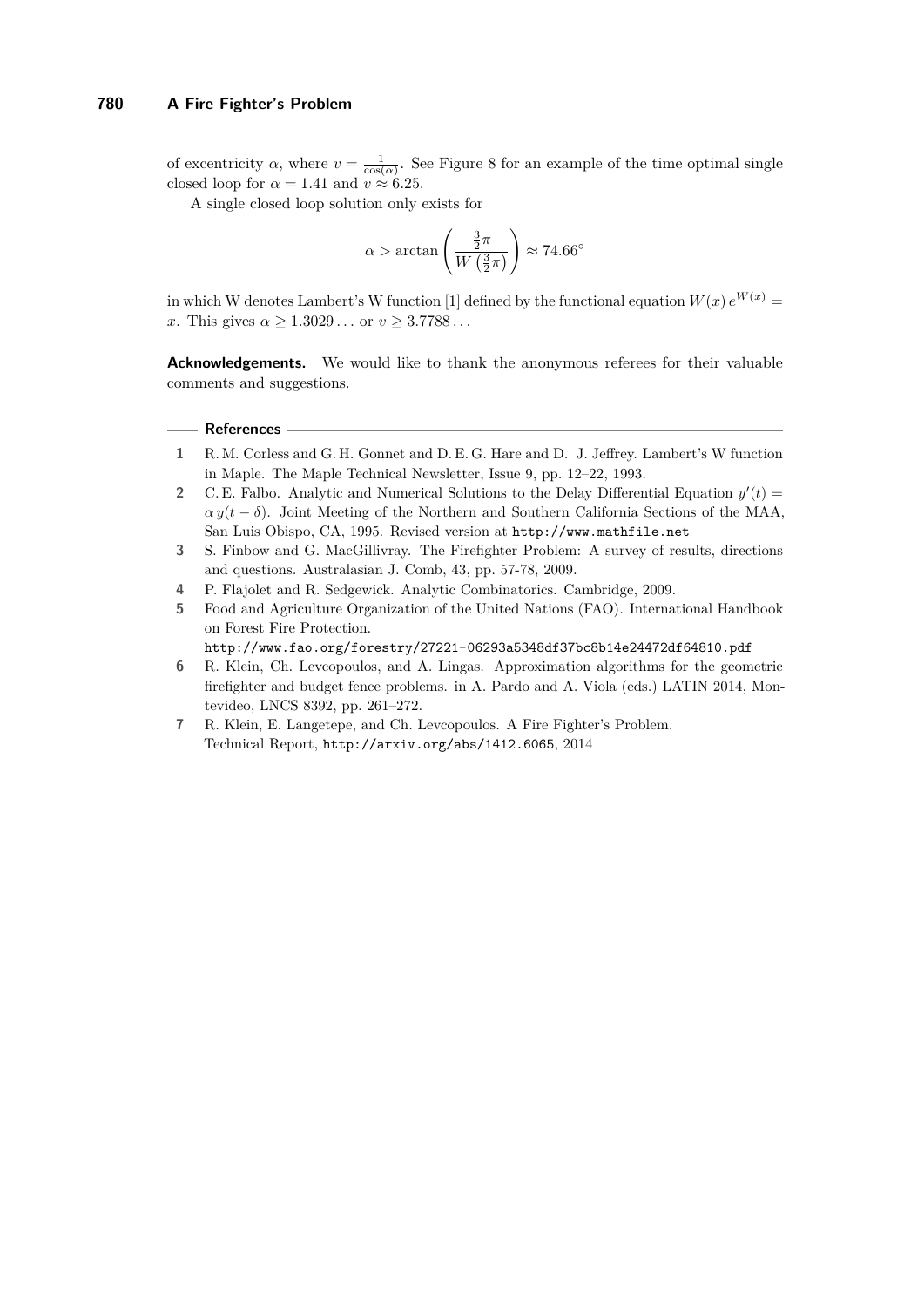of excentricity $\alpha$, where $v = \frac{1}{\cos(\alpha)}$. See Figure 8 for an example of the time optimal single closed loop for $\alpha = 1.41$ and $v \approx 6.25$.

A single closed loop solution only exists for

$$\alpha > \arctan\left(\frac{\frac{3}{2}\pi}{W\left(\frac{3}{2}\pi\right)}\right) \approx 74.66^\circ$$

in which W denotes Lambert's W function [1] defined by the functional equation $W(x)\, e^{W(x)} = x$. This gives $\alpha \geq 1.3029\ldots$ or $v \geq 3.7788\ldots$

**Acknowledgements.** We would like to thank the anonymous referees for their valuable comments and suggestions.

## References

1. R. M. Corless and G. H. Gonnet and D. E. G. Hare and D. J. Jeffrey. Lambert's W function in Maple. The Maple Technical Newsletter, Issue 9, pp. 12–22, 1993.
2. C. E. Falbo. Analytic and Numerical Solutions to the Delay Differential Equation $y'(t) = \alpha\, y(t-\delta)$. Joint Meeting of the Northern and Southern California Sections of the MAA, San Luis Obispo, CA, 1995. Revised version at http://www.mathfile.net
3. S. Finbow and G. MacGillivray. The Firefighter Problem: A survey of results, directions and questions. Australasian J. Comb, 43, pp. 57-78, 2009.
4. P. Flajolet and R. Sedgewick. Analytic Combinatorics. Cambridge, 2009.
5. Food and Agriculture Organization of the United Nations (FAO). International Handbook on Forest Fire Protection. http://www.fao.org/forestry/27221-06293a5348df37bc8b14e24472df64810.pdf
6. R. Klein, Ch. Levcopoulos, and A. Lingas. Approximation algorithms for the geometric firefighter and budget fence problems. in A. Pardo and A. Viola (eds.) LATIN 2014, Montevideo, LNCS 8392, pp. 261–272.
7. R. Klein, E. Langetepe, and Ch. Levcopoulos. A Fire Fighter's Problem. Technical Report, http://arxiv.org/abs/1412.6065, 2014